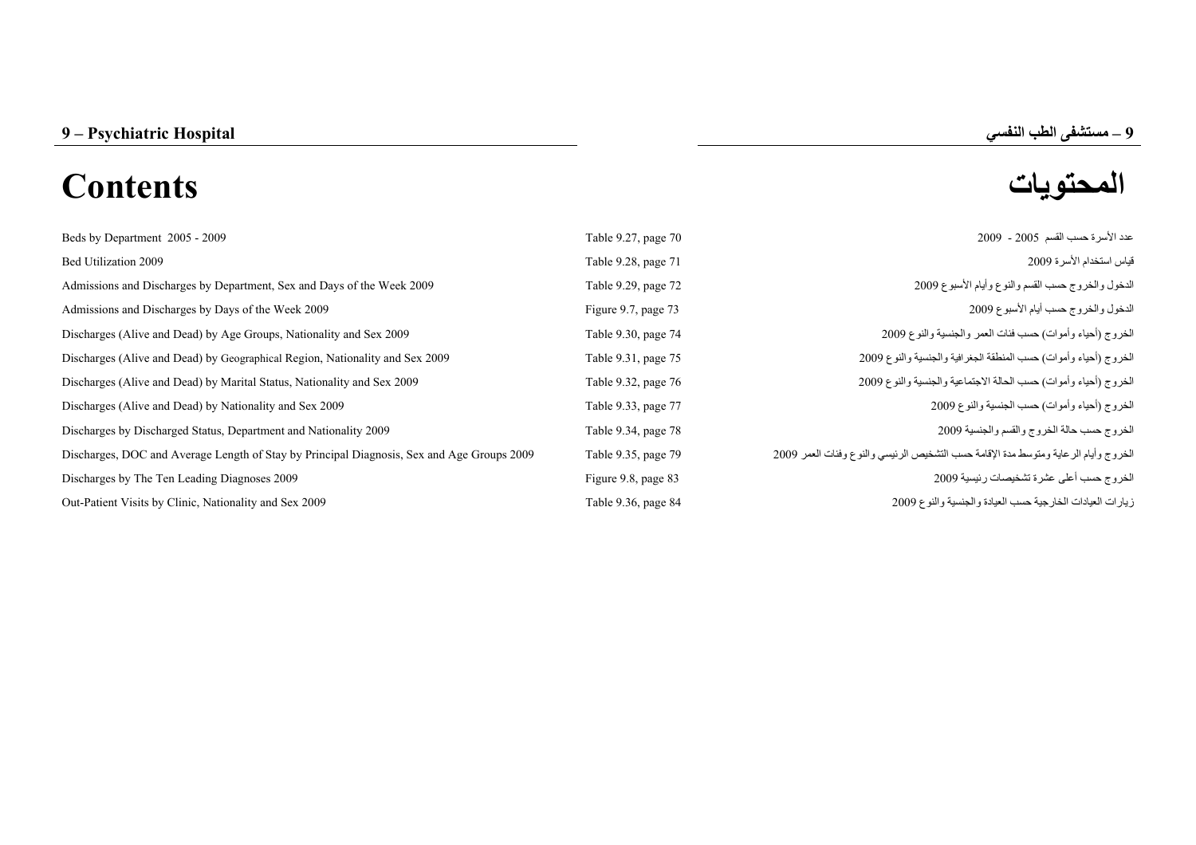# 9 – Psychiatric Hospital

# 9 – مستشفى الطب النفسي

# Contents

# المحتويات

| Contents | Reference | المحتويات |
|---|---|---|
| Beds by Department 2005 - 2009 | Table 9.27, page 70 | عدد الأسرة حسب القسم 2005 - 2009 |
| Bed Utilization 2009 | Table 9.28, page 71 | قياس استخدام الأسرة 2009 |
| Admissions and Discharges by Department, Sex and Days of the Week 2009 | Table 9.29, page 72 | الدخول والخروج حسب القسم والنوع وأيام الأسبوع 2009 |
| Admissions and Discharges by Days of the Week 2009 | Figure 9.7, page 73 | الدخول والخروج حسب أيام الأسبوع 2009 |
| Discharges (Alive and Dead) by Age Groups, Nationality and Sex 2009 | Table 9.30, page 74 | الخروج (أحياء وأموات) حسب فئات العمر والجنسية والنوع 2009 |
| Discharges (Alive and Dead) by Geographical Region, Nationality and Sex 2009 | Table 9.31, page 75 | الخروج (أحياء وأموات) حسب المنطقة الجغرافية والجنسية والنوع 2009 |
| Discharges (Alive and Dead) by Marital Status, Nationality and Sex 2009 | Table 9.32, page 76 | الخروج (أحياء وأموات) حسب الحالة الاجتماعية والجنسية والنوع 2009 |
| Discharges (Alive and Dead) by Nationality and Sex 2009 | Table 9.33, page 77 | الخروج (أحياء وأموات) حسب الجنسية والنوع 2009 |
| Discharges by Discharged Status, Department and Nationality 2009 | Table 9.34, page 78 | الخروج حسب حالة الخروج والقسم والجنسية 2009 |
| Discharges, DOC and Average Length of Stay by Principal Diagnosis, Sex and Age Groups 2009 | Table 9.35, page 79 | الخروج وأيام الرعاية ومتوسط مدة الإقامة حسب التشخيص الرئيسي والنوع وفئات العمر 2009 |
| Discharges by The Ten Leading Diagnoses 2009 | Figure 9.8, page 83 | الخروج حسب أعلى عشرة تشخيصات رئيسية 2009 |
| Out-Patient Visits by Clinic, Nationality and Sex 2009 | Table 9.36, page 84 | زيارات العيادات الخارجية حسب العيادة والجنسية والنوع 2009 |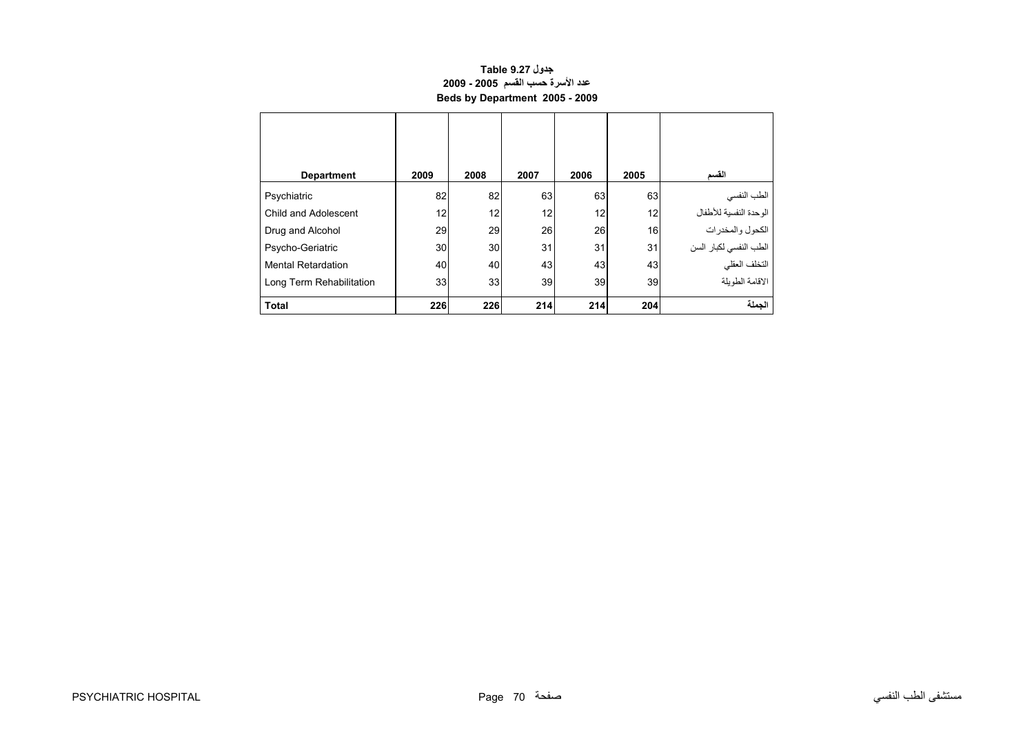**Table 9.27 جدول**

**عدد الأسرة حسب القسم 2005 - 2009**

**Beds by Department 2005 - 2009**

| Department | 2009 | 2008 | 2007 | 2006 | 2005 | القسم |
|---|---|---|---|---|---|---|
| Psychiatric | 82 | 82 | 63 | 63 | 63 | الطب النفسي |
| Child and Adolescent | 12 | 12 | 12 | 12 | 12 | الوحدة النفسية للأطفال |
| Drug and Alcohol | 29 | 29 | 26 | 26 | 16 | الكحول والمخدرات |
| Psycho-Geriatric | 30 | 30 | 31 | 31 | 31 | الطب النفسي لكبار السن |
| Mental Retardation | 40 | 40 | 43 | 43 | 43 | التخلف العقلي |
| Long Term Rehabilitation | 33 | 33 | 39 | 39 | 39 | الاقامة الطويلة |
| **Total** | **226** | **226** | **214** | **214** | **204** | **الجملة** |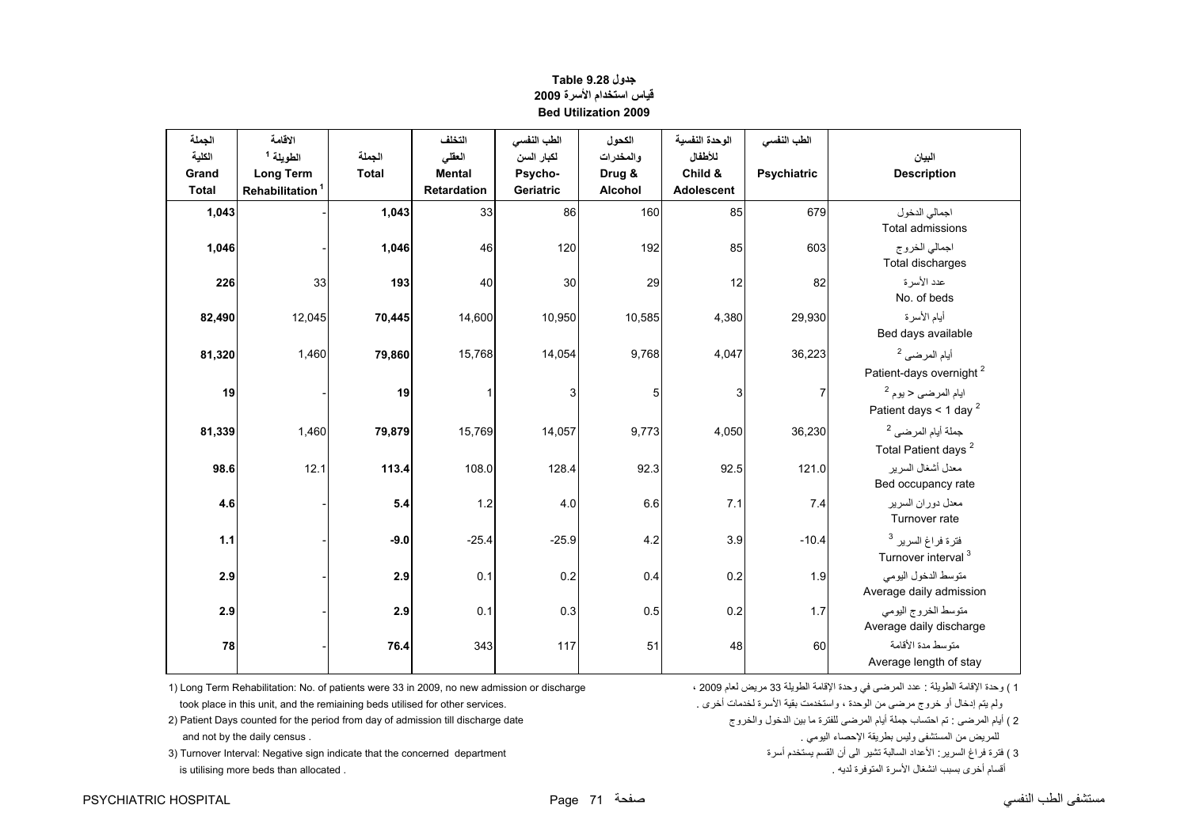**جدول Table 9.28**

**قياس استخدام الأسرة 2009**

**Bed Utilization 2009**

| الجملة الكلية Grand Total | الاقامة الطويلة [1] Long Term Rehabilitation [1] | الجملة Total | التخلف العقلي Mental Retardation | الطب النفسي لكبار السن Psycho-Geriatric | الكحول والمخدرات Drug & Alcohol | الوحدة النفسية للأطفال Child & Adolescent | الطب النفسي Psychiatric | البيان Description |
|---|---|---|---|---|---|---|---|---|
| **1,043** | - | **1,043** | 33 | 86 | 160 | 85 | 679 | اجمالي الدخول Total admissions |
| **1,046** | - | **1,046** | 46 | 120 | 192 | 85 | 603 | اجمالي الخروج Total discharges |
| **226** | 33 | **193** | 40 | 30 | 29 | 12 | 82 | عدد الأسرة No. of beds |
| **82,490** | 12,045 | **70,445** | 14,600 | 10,950 | 10,585 | 4,380 | 29,930 | أيام الأسرة Bed days available |
| **81,320** | 1,460 | **79,860** | 15,768 | 14,054 | 9,768 | 4,047 | 36,223 | أيام المرضى [2] Patient-days overnight [2] |
| **19** | - | **19** | 1 | 3 | 5 | 3 | 7 | ايام المرضى < يوم [2] Patient days < 1 day [2] |
| **81,339** | 1,460 | **79,879** | 15,769 | 14,057 | 9,773 | 4,050 | 36,230 | جملة أيام المرضى [2] Total Patient days [2] |
| **98.6** | 12.1 | **113.4** | 108.0 | 128.4 | 92.3 | 92.5 | 121.0 | معدل أشغال السرير Bed occupancy rate |
| **4.6** | - | **5.4** | 1.2 | 4.0 | 6.6 | 7.1 | 7.4 | معدل دوران السرير Turnover rate |
| **1.1** | - | **-9.0** | -25.4 | -25.9 | 4.2 | 3.9 | -10.4 | فترة فراغ السرير [3] Turnover interval [3] |
| **2.9** | - | **2.9** | 0.1 | 0.2 | 0.4 | 0.2 | 1.9 | متوسط الدخول اليومي Average daily admission |
| **2.9** | - | **2.9** | 0.1 | 0.3 | 0.5 | 0.2 | 1.7 | متوسط الخروج اليومي Average daily discharge |
| **78** | - | **76.4** | 343 | 117 | 51 | 48 | 60 | متوسط مدة الأقامة Average length of stay |

1) Long Term Rehabilitation: No. of patients were 33 in 2009, no new admission or discharge took place in this unit, and the remiaining beds utilised for other services.

2) Patient Days counted for the period from day of admission till discharge date and not by the daily census .

3) Turnover Interval: Negative sign indicate that the concerned department is utilising more beds than allocated .

1 ) وحدة الإقامة الطويلة : عدد المرضى في وحدة الإقامة الطويلة 33 مريض لعام 2009 ، ولم يتم إدخال أو خروج مرضى من الوحدة ، واستخدمت بقية الأسرة لخدمات أخرى .

2 ) أيام المرضى : تم احتساب جملة أيام المرضى للفترة ما بين الدخول والخروج للمريض من المستشفى وليس بطريقة الإحصاء اليومي .

3 ) فترة فراغ السرير: الأعداد السالبة تشير الى أن القسم يستخدم أسرة أقسام أخرى بسبب انشغال الأسرة المتوفرة لديه .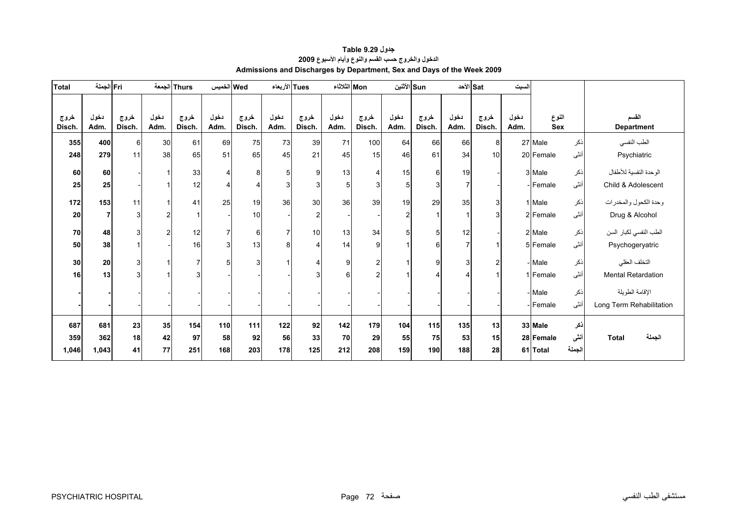**جدول Table 9.29**

**الدخول والخروج حسب القسم والنوع وأيام الأسبوع 2009**

**Admissions and Discharges by Department, Sex and Days of the Week 2009**

| Total الجملة | | Fri الجمعة | | Thurs الخميس | | Wed الأربعاء | | Tues الثلاثاء | | Mon الأثنين | | Sun الأحد | | Sat السبت | | النوع | | القسم |
|---|---|---|---|---|---|---|---|---|---|---|---|---|---|---|---|---|---|---|
| خروج Disch. | دخول Adm. | خروج Disch. | دخول Adm. | خروج Disch. | دخول Adm. | خروج Disch. | دخول Adm. | خروج Disch. | دخول Adm. | خروج Disch. | دخول Adm. | خروج Disch. | دخول Adm. | خروج Disch. | دخول Adm. | Sex | | Department |
| 355 | 400 | 6 | 30 | 61 | 69 | 75 | 73 | 39 | 71 | 100 | 64 | 66 | 66 | 8 | 27 | Male | ذكر | الطب النفسي |
| 248 | 279 | 11 | 38 | 65 | 51 | 65 | 45 | 21 | 45 | 15 | 46 | 61 | 34 | 10 | 20 | Female | أنثى | Psychiatric |
| 60 | 60 | - | 1 | 33 | 4 | 8 | 5 | 9 | 13 | 4 | 15 | 6 | 19 | - | 3 | Male | ذكر | الوحدة النفسية للأطفال |
| 25 | 25 | - | 1 | 12 | 4 | 4 | 3 | 3 | 5 | 3 | 5 | 3 | 7 | - | - | Female | أنثى | Child & Adolescent |
| 172 | 153 | 11 | 1 | 41 | 25 | 19 | 36 | 30 | 36 | 39 | 19 | 29 | 35 | 3 | 1 | Male | ذكر | وحدة الكحول والمخدرات |
| 20 | 7 | 3 | 2 | 1 | - | 10 | - | 2 | - | - | 2 | 1 | 1 | 3 | 2 | Female | أنثى | Drug & Alcohol |
| 70 | 48 | 3 | 2 | 12 | 7 | 6 | 7 | 10 | 13 | 34 | 5 | 5 | 12 | - | 2 | Male | ذكر | الطب النفسي لكبار السن |
| 50 | 38 | 1 | - | 16 | 3 | 13 | 8 | 4 | 14 | 9 | 1 | 6 | 7 | 1 | 5 | Female | أنثى | Psychogeryatric |
| 30 | 20 | 3 | 1 | 7 | 5 | 3 | 1 | 4 | 9 | 2 | 1 | 9 | 3 | 2 | - | Male | ذكر | التخلف العقلي |
| 16 | 13 | 3 | 1 | 3 | - | - | - | 3 | 6 | 2 | 1 | 4 | 4 | 1 | 1 | Female | أنثى | Mental Retardation |
| - | - | - | - | - | - | - | - | - | - | - | - | - | - | - | - | Male | ذكر | الإقامة الطويلة |
| - | - | - | - | - | - | - | - | - | - | - | - | - | - | - | - | Female | أنثى | Long Term Rehabilitation |
| **687** | **681** | **23** | **35** | **154** | **110** | **111** | **122** | **92** | **142** | **179** | **104** | **115** | **135** | **13** | **33** | **Male** | **ذكر** | |
| **359** | **362** | **18** | **42** | **97** | **58** | **92** | **56** | **33** | **70** | **29** | **55** | **75** | **53** | **15** | **28** | **Female** | **أنثى** | **Total الجملة** |
| **1,046** | **1,043** | **41** | **77** | **251** | **168** | **203** | **178** | **125** | **212** | **208** | **159** | **190** | **188** | **28** | **61** | **Total** | **الجملة** | |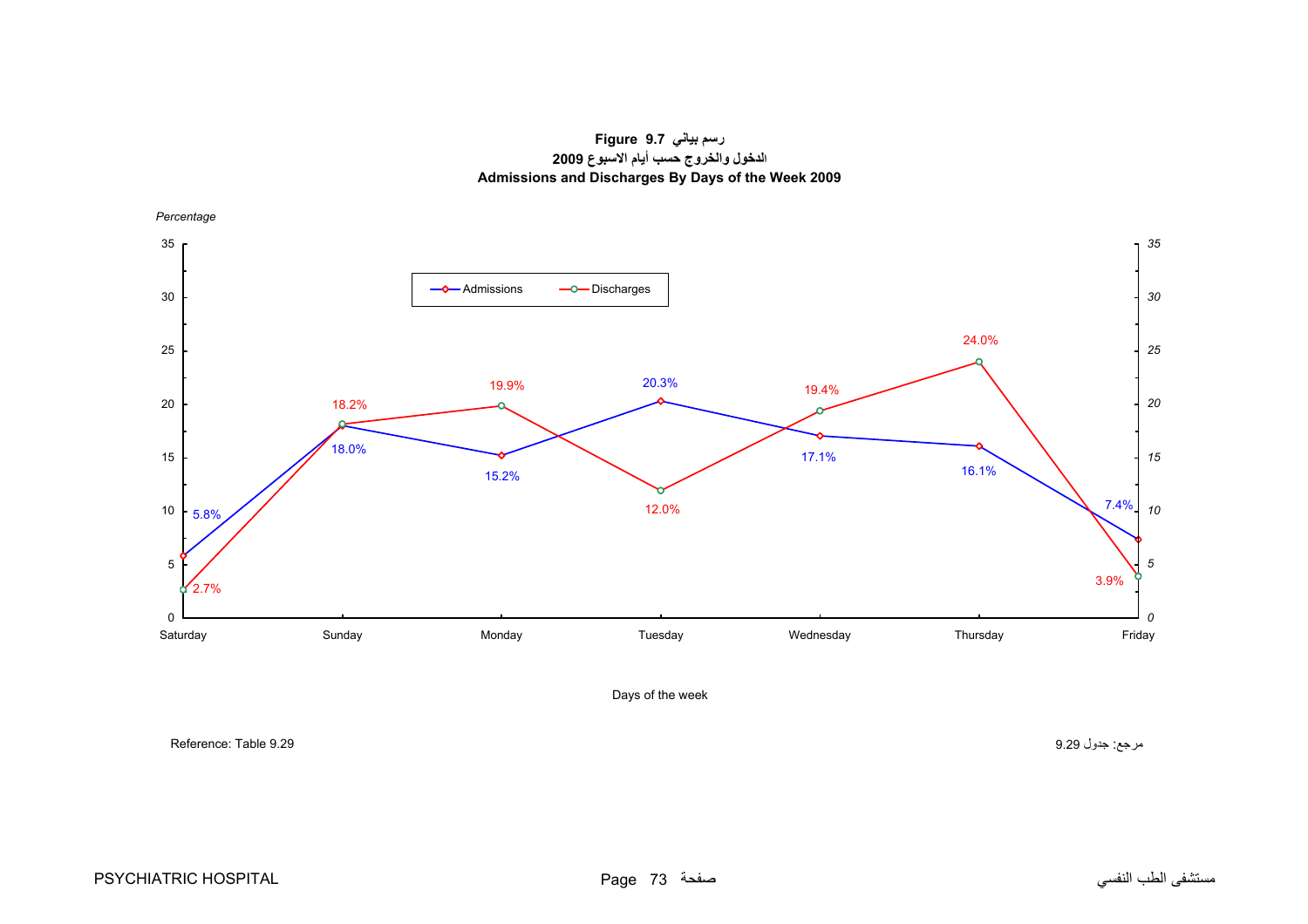**Figure 9.7 رسم بياني**

**الدخول والخروج حسب أيام الاسبوع 2009**

**Admissions and Discharges By Days of the Week 2009**

*Percentage*

| Days of the week | Admissions | Discharges |
|---|---|---|
| Saturday | 5.8% | 2.7% |
| Sunday | 18.0% | 18.2% |
| Monday | 15.2% | 19.9% |
| Tuesday | 20.3% | 12.0% |
| Wednesday | 17.1% | 19.4% |
| Thursday | 16.1% | 24.0% |
| Friday | 7.4% | 3.9% |

Reference: Table 9.29

مرجع: جدول 9.29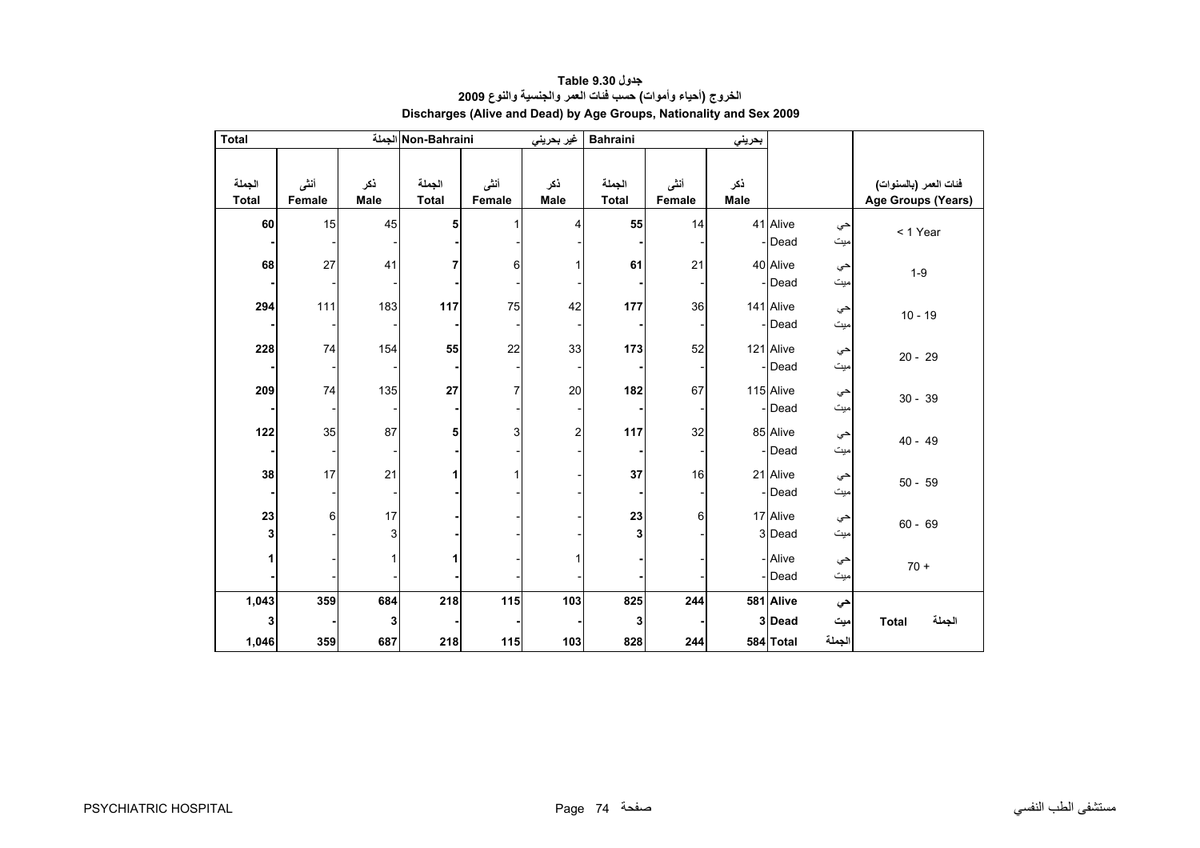**جدول Table 9.30**
**الخروج (أحياء وأموات) حسب فئات العمر والجنسية والنوع 2009**
**Discharges (Alive and Dead) by Age Groups, Nationality and Sex 2009**

| Total الجملة | | | Non-Bahraini غير بحريني | | | Bahraini بحريني | | | | | |
|---|---|---|---|---|---|---|---|---|---|---|---|
| الجملة Total | أنثى Female | ذكر Male | الجملة Total | أنثى Female | ذكر Male | الجملة Total | أنثى Female | ذكر Male | | | فئات العمر (بالسنوات) Age Groups (Years) |
| **60** | 15 | 45 | **5** | 1 | 4 | **55** | 14 | 41 | Alive | حي | < 1 Year |
| **-** | - | - | **-** | - | - | **-** | - | - | Dead | ميت | |
| **68** | 27 | 41 | **7** | 6 | 1 | **61** | 21 | 40 | Alive | حي | 1-9 |
| **-** | - | - | **-** | - | - | **-** | - | - | Dead | ميت | |
| **294** | 111 | 183 | **117** | 75 | 42 | **177** | 36 | 141 | Alive | حي | 10 - 19 |
| **-** | - | - | **-** | - | - | **-** | - | - | Dead | ميت | |
| **228** | 74 | 154 | **55** | 22 | 33 | **173** | 52 | 121 | Alive | حي | 20 - 29 |
| **-** | - | - | **-** | - | - | **-** | - | - | Dead | ميت | |
| **209** | 74 | 135 | **27** | 7 | 20 | **182** | 67 | 115 | Alive | حي | 30 - 39 |
| **-** | - | - | **-** | - | - | **-** | - | - | Dead | ميت | |
| **122** | 35 | 87 | **5** | 3 | 2 | **117** | 32 | 85 | Alive | حي | 40 - 49 |
| **-** | - | - | **-** | - | - | **-** | - | - | Dead | ميت | |
| **38** | 17 | 21 | **1** | 1 | - | **37** | 16 | 21 | Alive | حي | 50 - 59 |
| **-** | - | - | **-** | - | - | **-** | - | - | Dead | ميت | |
| **23** | 6 | 17 | **-** | - | - | **23** | 6 | 17 | Alive | حي | 60 - 69 |
| **3** | - | 3 | **-** | - | - | **3** | - | 3 | Dead | ميت | |
| **1** | - | 1 | **1** | - | 1 | **-** | - | - | Alive | حي | 70 + |
| **-** | - | - | **-** | - | - | **-** | - | - | Dead | ميت | |
| **1,043** | **359** | **684** | **218** | **115** | **103** | **825** | **244** | **581** | **Alive** | **حي** | **Total الجملة** |
| **3** | **-** | **3** | **-** | **-** | **-** | **3** | **-** | **3** | **Dead** | **ميت** | |
| **1,046** | **359** | **687** | **218** | **115** | **103** | **828** | **244** | **584** | **Total** | **الجملة** | |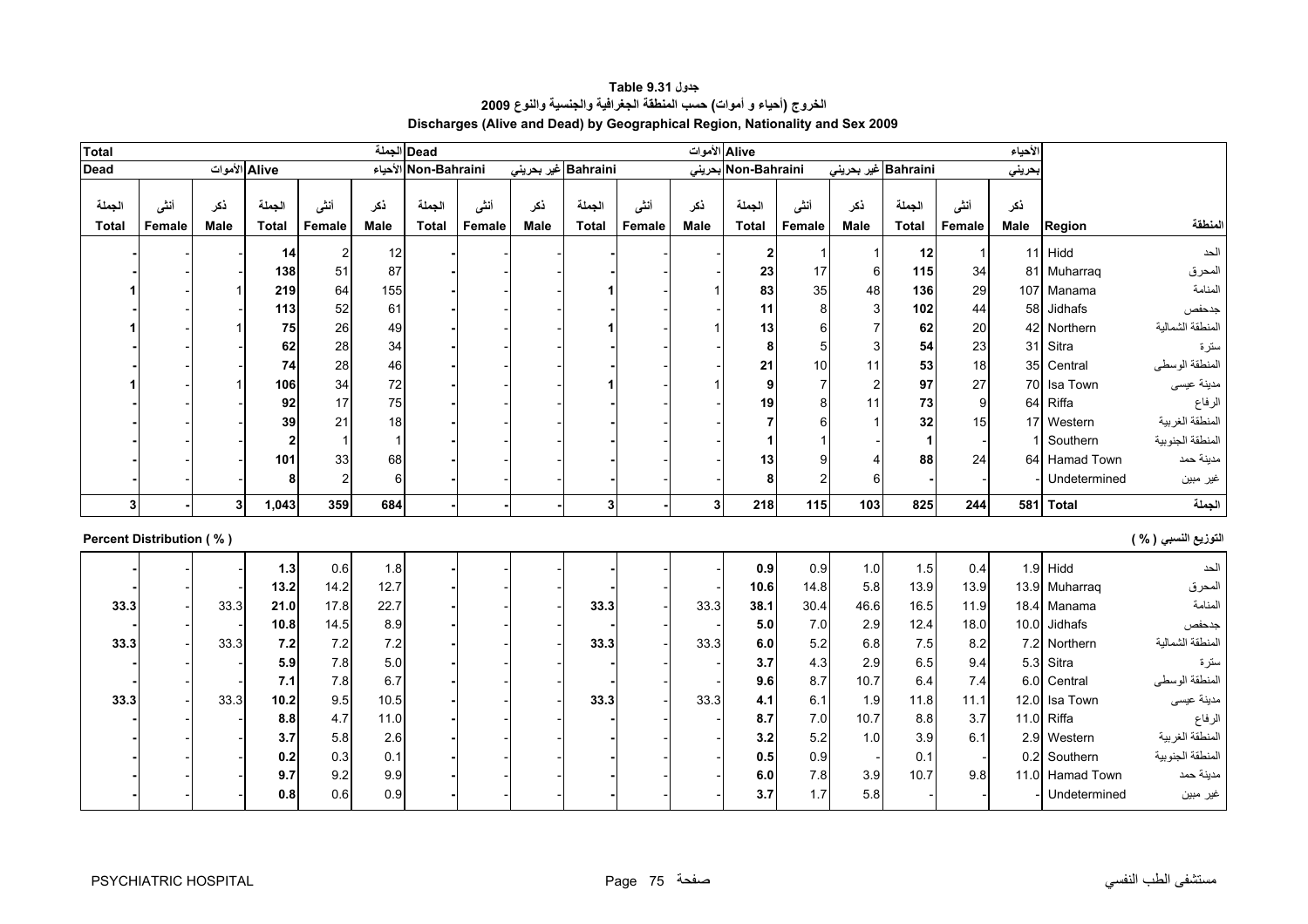# جدول Table 9.31

## الخروج (أحياء و أموات) حسب المنطقة الجغرافية والجنسية والنوع 2009

## Discharges (Alive and Dead) by Geographical Region, Nationality and Sex 2009

| Total الجملة | | | | | | Dead الأموات | | | | | | Alive الأحياء | | | | | | | |
|---|---|---|---|---|---|---|---|---|---|---|---|---|---|---|---|---|---|---|---|
| Dead الأموات | | | Alive الأحياء | | | Non-Bahraini غير بحريني | | | Bahraini بحريني | | | Non-Bahraini غير بحريني | | | Bahraini بحريني | | | | |
| الجملة Total | أنثى Female | ذكر Male | الجملة Total | أنثى Female | ذكر Male | الجملة Total | أنثى Female | ذكر Male | الجملة Total | أنثى Female | ذكر Male | الجملة Total | أنثى Female | ذكر Male | الجملة Total | أنثى Female | ذكر Male | Region | المنطقة |
| - | - | - | 14 | 2 | 12 | - | - | - | - | - | - | 2 | 1 | 1 | 12 | 1 | 11 | Hidd | الحد |
| - | - | - | 138 | 51 | 87 | - | - | - | - | - | - | 23 | 17 | 6 | 115 | 34 | 81 | Muharraq | المحرق |
| 1 | - | 1 | 219 | 64 | 155 | - | - | - | 1 | - | 1 | 83 | 35 | 48 | 136 | 29 | 107 | Manama | المنامة |
| - | - | - | 113 | 52 | 61 | - | - | - | - | - | - | 11 | 8 | 3 | 102 | 44 | 58 | Jidhafs | جدحفص |
| 1 | - | 1 | 75 | 26 | 49 | - | - | - | 1 | - | 1 | 13 | 6 | 7 | 62 | 20 | 42 | Northern | المنطقة الشمالية |
| - | - | - | 62 | 28 | 34 | - | - | - | - | - | - | 8 | 5 | 3 | 54 | 23 | 31 | Sitra | سترة |
| - | - | - | 74 | 28 | 46 | - | - | - | - | - | - | 21 | 10 | 11 | 53 | 18 | 35 | Central | المنطقة الوسطى |
| 1 | - | 1 | 106 | 34 | 72 | - | - | - | 1 | - | 1 | 9 | 7 | 2 | 97 | 27 | 70 | Isa Town | مدينة عيسى |
| - | - | - | 92 | 17 | 75 | - | - | - | - | - | - | 19 | 8 | 11 | 73 | 9 | 64 | Riffa | الرفاع |
| - | - | - | 39 | 21 | 18 | - | - | - | - | - | - | 7 | 6 | 1 | 32 | 15 | 17 | Western | المنطقة الغربية |
| - | - | - | 2 | 1 | 1 | - | - | - | - | - | - | 1 | 1 | - | 1 | - | 1 | Southern | المنطقة الجنوبية |
| - | - | - | 101 | 33 | 68 | - | - | - | - | - | - | 13 | 9 | 4 | 88 | 24 | 64 | Hamad Town | مدينة حمد |
| - | - | - | 8 | 2 | 6 | - | - | - | - | - | - | 8 | 2 | 6 | - | - | - | Undetermined | غير مبين |
| 3 | - | 3 | 1,043 | 359 | 684 | - | - | - | 3 | - | 3 | 218 | 115 | 103 | 825 | 244 | 581 | Total | الجملة |

**Percent Distribution ( % )** — **التوزيع النسبي ( % )**

| الجملة Total | أنثى Female | ذكر Male | الجملة Total | أنثى Female | ذكر Male | الجملة Total | أنثى Female | ذكر Male | الجملة Total | أنثى Female | ذكر Male | الجملة Total | أنثى Female | ذكر Male | الجملة Total | أنثى Female | ذكر Male | Region | المنطقة |
|---|---|---|---|---|---|---|---|---|---|---|---|---|---|---|---|---|---|---|---|
| - | - | - | 1.3 | 0.6 | 1.8 | - | - | - | - | - | - | 0.9 | 0.9 | 1.0 | 1.5 | 0.4 | 1.9 | Hidd | الحد |
| - | - | - | 13.2 | 14.2 | 12.7 | - | - | - | - | - | - | 10.6 | 14.8 | 5.8 | 13.9 | 13.9 | 13.9 | Muharraq | المحرق |
| 33.3 | - | 33.3 | 21.0 | 17.8 | 22.7 | - | - | - | 33.3 | - | 33.3 | 38.1 | 30.4 | 46.6 | 16.5 | 11.9 | 18.4 | Manama | المنامة |
| - | - | - | 10.8 | 14.5 | 8.9 | - | - | - | - | - | - | 5.0 | 7.0 | 2.9 | 12.4 | 18.0 | 10.0 | Jidhafs | جدحفص |
| 33.3 | - | 33.3 | 7.2 | 7.2 | 7.2 | - | - | - | 33.3 | - | 33.3 | 6.0 | 5.2 | 6.8 | 7.5 | 8.2 | 7.2 | Northern | المنطقة الشمالية |
| - | - | - | 5.9 | 7.8 | 5.0 | - | - | - | - | - | - | 3.7 | 4.3 | 2.9 | 6.5 | 9.4 | 5.3 | Sitra | سترة |
| - | - | - | 7.1 | 7.8 | 6.7 | - | - | - | - | - | - | 9.6 | 8.7 | 10.7 | 6.4 | 7.4 | 6.0 | Central | المنطقة الوسطى |
| 33.3 | - | 33.3 | 10.2 | 9.5 | 10.5 | - | - | - | 33.3 | - | 33.3 | 4.1 | 6.1 | 1.9 | 11.8 | 11.1 | 12.0 | Isa Town | مدينة عيسى |
| - | - | - | 8.8 | 4.7 | 11.0 | - | - | - | - | - | - | 8.7 | 7.0 | 10.7 | 8.8 | 3.7 | 11.0 | Riffa | الرفاع |
| - | - | - | 3.7 | 5.8 | 2.6 | - | - | - | - | - | - | 3.2 | 5.2 | 1.0 | 3.9 | 6.1 | 2.9 | Western | المنطقة الغربية |
| - | - | - | 0.2 | 0.3 | 0.1 | - | - | - | - | - | - | 0.5 | 0.9 | - | 0.1 | - | 0.2 | Southern | المنطقة الجنوبية |
| - | - | - | 9.7 | 9.2 | 9.9 | - | - | - | - | - | - | 6.0 | 7.8 | 3.9 | 10.7 | 9.8 | 11.0 | Hamad Town | مدينة حمد |
| - | - | - | 0.8 | 0.6 | 0.9 | - | - | - | - | - | - | 3.7 | 1.7 | 5.8 | - | - | - | Undetermined | غير مبين |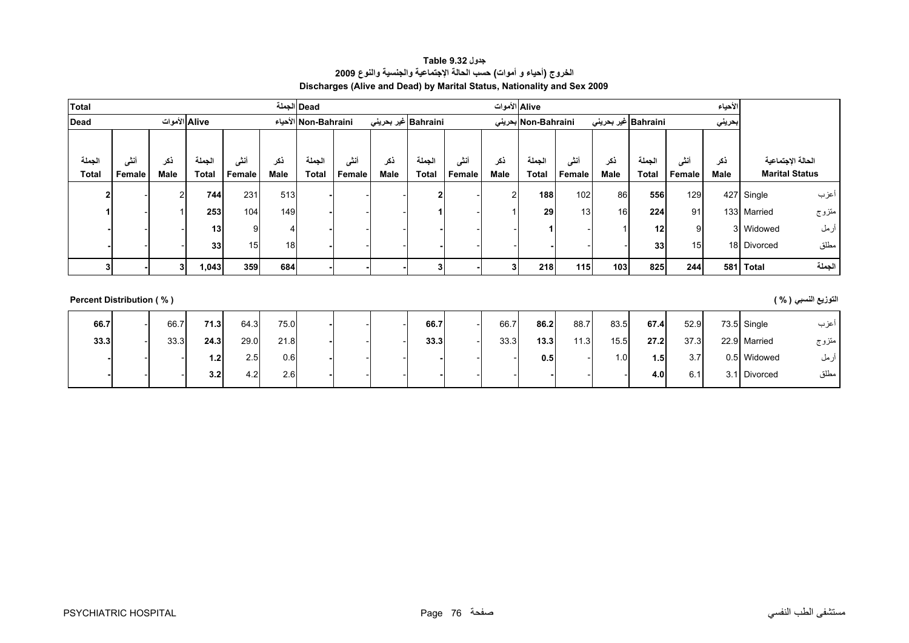**جدول Table 9.32**

**الخروج (أحياء و أموات) حسب الحالة الإجتماعية والجنسية والنوع 2009**

**Discharges (Alive and Dead) by Marital Status, Nationality and Sex 2009**

| Total الجملة | | | | | | Dead الأموات | | | | | | Alive الأحياء | | | | | | | |
|---|---|---|---|---|---|---|---|---|---|---|---|---|---|---|---|---|---|---|---|
| Dead الأموات | | | Alive الأحياء | | | Non-Bahraini غير بحريني | | | Bahraini بحريني | | | Non-Bahraini غير بحريني | | | Bahraini بحريني | | | | |
| الجملة Total | أنثى Female | ذكر Male | الجملة Total | أنثى Female | ذكر Male | الجملة Total | أنثى Female | ذكر Male | الجملة Total | أنثى Female | ذكر Male | الجملة Total | أنثى Female | ذكر Male | الجملة Total | أنثى Female | ذكر Male | الحالة الإجتماعية Marital Status | |
| **2** | - | 2 | **744** | 231 | 513 | **-** | - | - | **2** | - | 2 | **188** | 102 | 86 | **556** | 129 | 427 | Single | أعزب |
| **1** | - | 1 | **253** | 104 | 149 | **-** | - | - | **1** | - | 1 | **29** | 13 | 16 | **224** | 91 | 133 | Married | متزوج |
| **-** | - | - | **13** | 9 | 4 | **-** | - | - | **-** | - | - | **1** | - | 1 | **12** | 9 | 3 | Widowed | أرمل |
| **-** | - | - | **33** | 15 | 18 | **-** | - | - | **-** | - | - | **-** | - | - | **33** | 15 | 18 | Divorced | مطلق |
| **3** | **-** | **3** | **1,043** | **359** | **684** | **-** | **-** | **-** | **3** | **-** | **3** | **218** | **115** | **103** | **825** | **244** | **581** | **Total** | **الجملة** |

**Percent Distribution ( % )** **التوزيع النسبي ( % )**

| الجملة Total | أنثى Female | ذكر Male | الجملة Total | أنثى Female | ذكر Male | الجملة Total | أنثى Female | ذكر Male | الجملة Total | أنثى Female | ذكر Male | الجملة Total | أنثى Female | ذكر Male | الجملة Total | أنثى Female | ذكر Male | الحالة الإجتماعية Marital Status | |
|---|---|---|---|---|---|---|---|---|---|---|---|---|---|---|---|---|---|---|---|
| **66.7** | - | 66.7 | **71.3** | 64.3 | 75.0 | **-** | - | - | **66.7** | - | 66.7 | **86.2** | 88.7 | 83.5 | **67.4** | 52.9 | 73.5 | Single | أعزب |
| **33.3** | - | 33.3 | **24.3** | 29.0 | 21.8 | **-** | - | - | **33.3** | - | 33.3 | **13.3** | 11.3 | 15.5 | **27.2** | 37.3 | 22.9 | Married | متزوج |
| **-** | - | - | **1.2** | 2.5 | 0.6 | **-** | - | - | **-** | - | - | **0.5** | - | 1.0 | **1.5** | 3.7 | 0.5 | Widowed | أرمل |
| **-** | - | - | **3.2** | 4.2 | 2.6 | **-** | - | - | **-** | - | - | **-** | - | - | **4.0** | 6.1 | 3.1 | Divorced | مطلق |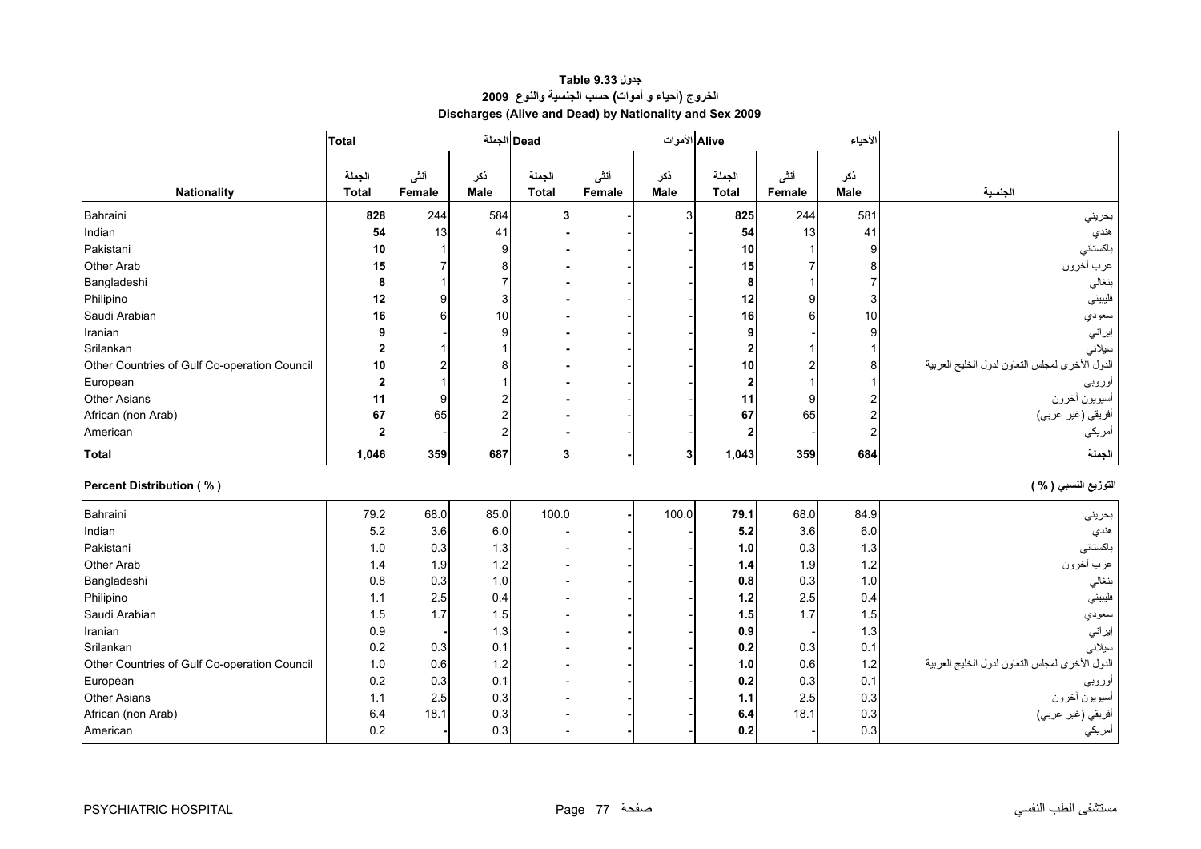**جدول Table 9.33**

**الخروج (أحياء و أموات) حسب الجنسية والنوع 2009**

**Discharges (Alive and Dead) by Nationality and Sex 2009**

| | Total الجملة | | | Dead الأموات | | | Alive الأحياء | | | |
|---|---|---|---|---|---|---|---|---|---|---|
| **Nationality** | الجملة **Total** | أنثى **Female** | ذكر **Male** | الجملة **Total** | أنثى **Female** | ذكر **Male** | الجملة **Total** | أنثى **Female** | ذكر **Male** | **الجنسية** |
| Bahraini | **828** | 244 | 584 | **3** | - | 3 | **825** | 244 | 581 | بحريني |
| Indian | **54** | 13 | 41 | **-** | - | - | **54** | 13 | 41 | هندي |
| Pakistani | **10** | 1 | 9 | **-** | - | - | **10** | 1 | 9 | باكستاني |
| Other Arab | **15** | 7 | 8 | **-** | - | - | **15** | 7 | 8 | عرب آخرون |
| Bangladeshi | **8** | 1 | 7 | **-** | - | - | **8** | 1 | 7 | بنغالي |
| Philipino | **12** | 9 | 3 | **-** | - | - | **12** | 9 | 3 | فليبيني |
| Saudi Arabian | **16** | 6 | 10 | **-** | - | - | **16** | 6 | 10 | سعودي |
| Iranian | **9** | - | 9 | **-** | - | - | **9** | - | 9 | إيراني |
| Srilankan | **2** | 1 | 1 | **-** | - | - | **2** | 1 | 1 | سيلاني |
| Other Countries of Gulf Co-operation Council | **10** | 2 | 8 | **-** | - | - | **10** | 2 | 8 | الدول الأخرى لمجلس التعاون لدول الخليج العربية |
| European | **2** | 1 | 1 | **-** | - | - | **2** | 1 | 1 | أوروبي |
| Other Asians | **11** | 9 | 2 | **-** | - | - | **11** | 9 | 2 | أسيويون آخرون |
| African (non Arab) | **67** | 65 | 2 | **-** | - | - | **67** | 65 | 2 | أفريقي (غير عربي) |
| American | **2** | - | 2 | **-** | - | - | **2** | - | 2 | أمريكي |
| **Total** | **1,046** | **359** | **687** | **3** | **-** | **3** | **1,043** | **359** | **684** | **الجملة** |

**Percent Distribution ( % )** **التوزيع النسبي ( % )**

| | الجملة Total | أنثى Female | ذكر Male | الجملة Total | أنثى Female | ذكر Male | الجملة Total | أنثى Female | ذكر Male | |
|---|---|---|---|---|---|---|---|---|---|---|
| Bahraini | 79.2 | 68.0 | 85.0 | 100.0 | **-** | 100.0 | **79.1** | 68.0 | 84.9 | بحريني |
| Indian | 5.2 | 3.6 | 6.0 | - | **-** | - | **5.2** | 3.6 | 6.0 | هندي |
| Pakistani | 1.0 | 0.3 | 1.3 | - | **-** | - | **1.0** | 0.3 | 1.3 | باكستاني |
| Other Arab | 1.4 | 1.9 | 1.2 | - | **-** | - | **1.4** | 1.9 | 1.2 | عرب آخرون |
| Bangladeshi | 0.8 | 0.3 | 1.0 | - | **-** | - | **0.8** | 0.3 | 1.0 | بنغالي |
| Philipino | 1.1 | 2.5 | 0.4 | - | **-** | - | **1.2** | 2.5 | 0.4 | فليبيني |
| Saudi Arabian | 1.5 | 1.7 | 1.5 | - | **-** | - | **1.5** | 1.7 | 1.5 | سعودي |
| Iranian | 0.9 | **-** | 1.3 | - | **-** | - | **0.9** | - | 1.3 | إيراني |
| Srilankan | 0.2 | 0.3 | 0.1 | - | **-** | - | **0.2** | 0.3 | 0.1 | سيلاني |
| Other Countries of Gulf Co-operation Council | 1.0 | 0.6 | 1.2 | - | **-** | - | **1.0** | 0.6 | 1.2 | الدول الأخرى لمجلس التعاون لدول الخليج العربية |
| European | 0.2 | 0.3 | 0.1 | - | **-** | - | **0.2** | 0.3 | 0.1 | أوروبي |
| Other Asians | 1.1 | 2.5 | 0.3 | - | **-** | - | **1.1** | 2.5 | 0.3 | أسيويون آخرون |
| African (non Arab) | 6.4 | 18.1 | 0.3 | - | **-** | - | **6.4** | 18.1 | 0.3 | أفريقي (غير عربي) |
| American | 0.2 | **-** | 0.3 | - | **-** | - | **0.2** | - | 0.3 | أمريكي |

PSYCHIATRIC HOSPITAL مستشفى الطب النفسي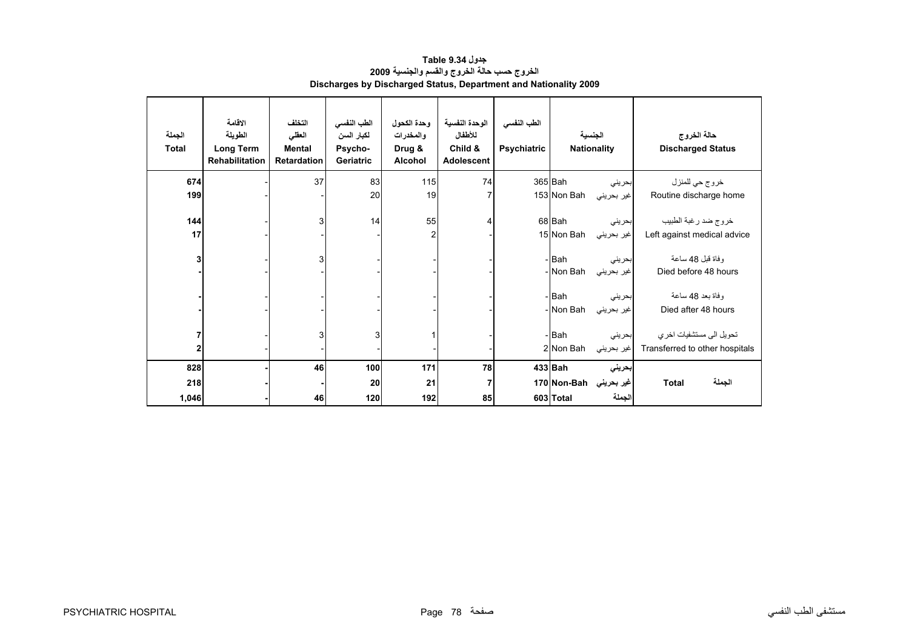# جدول 9.34 Table

## الخروج حسب حالة الخروج والقسم والجنسية 2009

## Discharges by Discharged Status, Department and Nationality 2009

| الجملة Total | الاقامة الطويلة Long Term Rehabilitation | التخلف العقلي Mental Retardation | الطب النفسي لكبار السن Psycho-Geriatric | وحدة الكحول والمخدرات Drug & Alcohol | الوحدة النفسية للأطفال Child & Adolescent | الطب النفسي Psychiatric | الجنسية Nationality | | حالة الخروج Discharged Status |
|---|---|---|---|---|---|---|---|---|---|
| 674 | - | 37 | 83 | 115 | 74 | 365 | Bah | بحريني | خروج حي للمنزل Routine discharge home |
| 199 | - | - | 20 | 19 | 7 | 153 | Non Bah | غير بحريني | |
| 144 | - | 3 | 14 | 55 | 4 | 68 | Bah | بحريني | خروج ضد رغبة الطبيب Left against medical advice |
| 17 | - | - | - | 2 | - | 15 | Non Bah | غير بحريني | |
| 3 | - | 3 | - | - | - | - | Bah | بحريني | وفاة قبل 48 ساعة Died before 48 hours |
| - | - | - | - | - | - | - | Non Bah | غير بحريني | |
| - | - | - | - | - | - | - | Bah | بحريني | وفاة بعد 48 ساعة Died after 48 hours |
| - | - | - | - | - | - | - | Non Bah | غير بحريني | |
| 7 | - | 3 | 3 | 1 | - | - | Bah | بحريني | تحويل الى مستشفيات اخري Transferred to other hospitals |
| 2 | - | - | - | - | - | 2 | Non Bah | غير بحريني | |
| **828** | **-** | **46** | **100** | **171** | **78** | **433** | **Bah** | **بحريني** | |
| **218** | **-** | **-** | **20** | **21** | **7** | **170** | **Non-Bah** | **غير بحريني** | **Total الجملة** |
| **1,046** | **-** | **46** | **120** | **192** | **85** | **603** | **Total** | **الجملة** | |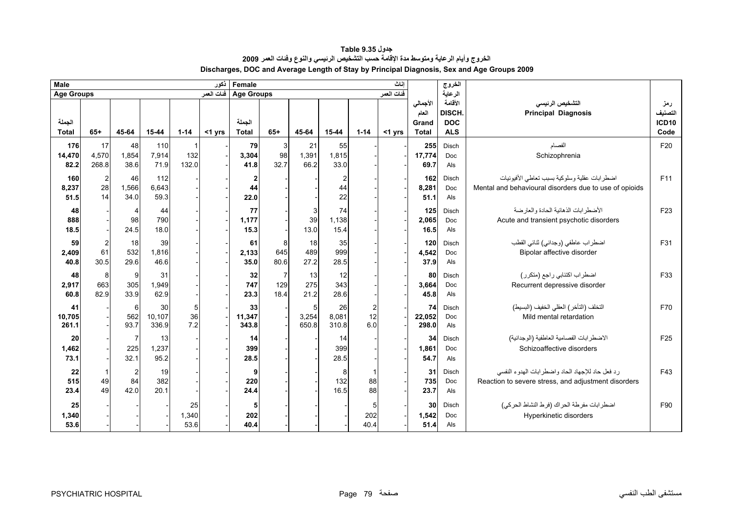# جدول Table 9.35

## الخروج وأيام الرعاية ومتوسط مدة الإقامة حسب التشخيص الرئيسي والنوع وفئات العمر 2009

## Discharges, DOC and Average Length of Stay by Principal Diagnosis, Sex and Age Groups 2009

| Male ذكور | | | | | | Female إناث | | | | | | | الخروج | | |
|---|---|---|---|---|---|---|---|---|---|---|---|---|---|---|---|
| Age Groups فئات العمر | | | | | | Age Groups فئات العمر | | | | | | | الرعاية | | |
| الجملة Total | 65+ | 45-64 | 15-44 | 1-14 | <1 yrs | الجملة Total | 65+ | 45-64 | 15-44 | 1-14 | <1 yrs | الأجمالي العام Grand Total | الأقامة DISCH. DOC ALS | التشخيص الرئيسي Principal Diagnosis | رمز التصنيف ICD10 Code |
| 176 | 17 | 48 | 110 | 1 | - | 79 | 3 | 21 | 55 | - | - | 255 | Disch | الفصام Schizophrenia | F20 |
| 14,470 | 4,570 | 1,854 | 7,914 | 132 | - | 3,304 | 98 | 1,391 | 1,815 | - | - | 17,774 | Doc | | |
| 82.2 | 268.8 | 38.6 | 71.9 | 132.0 | - | 41.8 | 32.7 | 66.2 | 33.0 | - | - | 69.7 | Als | | |
| 160 | 2 | 46 | 112 | - | - | 2 | - | - | 2 | - | - | 162 | Disch | اضطرابات عقلية وسلوكية بسبب تعاطي الأفيونيات Mental and behavioural disorders due to use of opioids | F11 |
| 8,237 | 28 | 1,566 | 6,643 | - | - | 44 | - | - | 44 | - | - | 8,281 | Doc | | |
| 51.5 | 14 | 34.0 | 59.3 | - | - | 22.0 | - | - | 22 | - | - | 51.1 | Als | | |
| 48 | - | 4 | 44 | - | - | 77 | - | 3 | 74 | - | - | 125 | Disch | الأضطرابات الذهانية الحادة والعارضة Acute and transient psychotic disorders | F23 |
| 888 | - | 98 | 790 | - | - | 1,177 | - | 39 | 1,138 | - | - | 2,065 | Doc | | |
| 18.5 | - | 24.5 | 18.0 | - | - | 15.3 | - | 13.0 | 15.4 | - | - | 16.5 | Als | | |
| 59 | 2 | 18 | 39 | - | - | 61 | 8 | 18 | 35 | - | - | 120 | Disch | اضطراب عاطفي (وجداني) ثنائي القطب Bipolar affective disorder | F31 |
| 2,409 | 61 | 532 | 1,816 | - | - | 2,133 | 645 | 489 | 999 | - | - | 4,542 | Doc | | |
| 40.8 | 30.5 | 29.6 | 46.6 | - | - | 35.0 | 80.6 | 27.2 | 28.5 | - | - | 37.9 | Als | | |
| 48 | 8 | 9 | 31 | - | - | 32 | 7 | 13 | 12 | - | - | 80 | Disch | اضطراب اكتئابي راجع (متكرر) Recurrent depressive disorder | F33 |
| 2,917 | 663 | 305 | 1,949 | - | - | 747 | 129 | 275 | 343 | - | - | 3,664 | Doc | | |
| 60.8 | 82.9 | 33.9 | 62.9 | - | - | 23.3 | 18.4 | 21.2 | 28.6 | - | - | 45.8 | Als | | |
| 41 | - | 6 | 30 | 5 | - | 33 | - | 5 | 26 | 2 | - | 74 | Disch | التخلف (التأخر) العقلي الخفيف (البسيط) Mild mental retardation | F70 |
| 10,705 | - | 562 | 10,107 | 36 | - | 11,347 | - | 3,254 | 8,081 | 12 | - | 22,052 | Doc | | |
| 261.1 | - | 93.7 | 336.9 | 7.2 | - | 343.8 | - | 650.8 | 310.8 | 6.0 | - | 298.0 | Als | | |
| 20 | - | 7 | 13 | - | - | 14 | - | - | 14 | - | - | 34 | Disch | الاضطرابات الفصامية العاطفية (الوجدانية) Schizoaffective disorders | F25 |
| 1,462 | - | 225 | 1,237 | - | - | 399 | - | - | 399 | - | - | 1,861 | Doc | | |
| 73.1 | - | 32.1 | 95.2 | - | - | 28.5 | - | - | 28.5 | - | - | 54.7 | Als | | |
| 22 | 1 | 2 | 19 | - | - | 9 | - | - | 8 | 1 | - | 31 | Disch | رد فعل حاد للإجهاد الحاد واضطرابات الهدوء النفسي Reaction to severe stress, and adjustment disorders | F43 |
| 515 | 49 | 84 | 382 | - | - | 220 | - | - | 132 | 88 | - | 735 | Doc | | |
| 23.4 | 49 | 42.0 | 20.1 | - | - | 24.4 | - | - | 16.5 | 88 | - | 23.7 | Als | | |
| 25 | - | - | - | 25 | - | 5 | - | - | - | 5 | - | 30 | Disch | اضطرابات مفرطة الحراك (فرط النشاط الحركي) Hyperkinetic disorders | F90 |
| 1,340 | - | - | - | 1,340 | - | 202 | - | - | - | 202 | - | 1,542 | Doc | | |
| 53.6 | - | - | - | 53.6 | - | 40.4 | - | - | - | 40.4 | - | 51.4 | Als | | |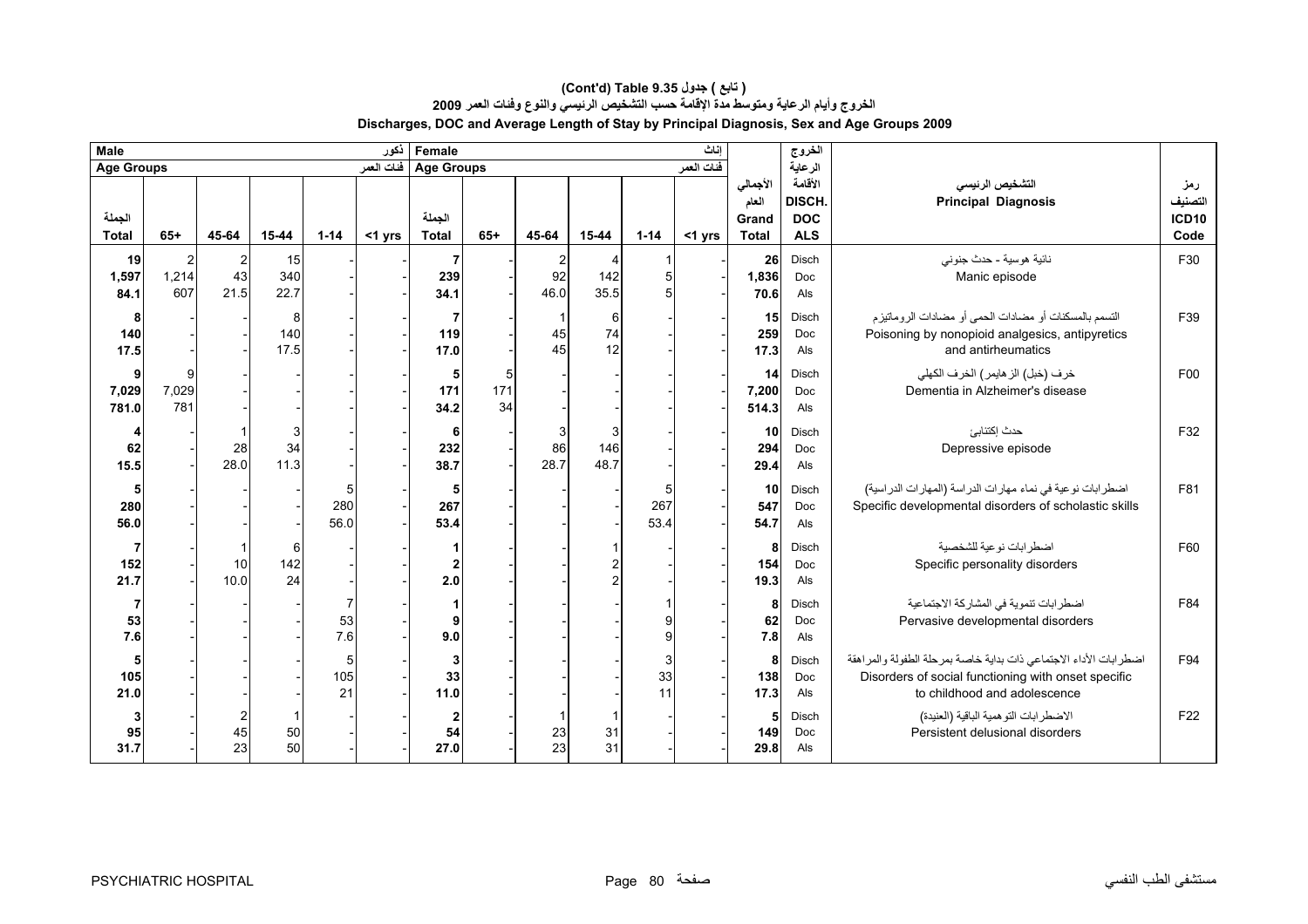# ( تابع ) جدول 9.35 (Cont'd) Table

## الخروج وأيام الرعاية ومتوسط مدة الإقامة حسب التشخيص الرئيسي والنوع وفئات العمر 2009

## Discharges, DOC and Average Length of Stay by Principal Diagnosis, Sex and Age Groups 2009

| Male ذكور | | | | | | Female إناث | | | | | | | الخروج الرعاية الأقامة | | |
|---|---|---|---|---|---|---|---|---|---|---|---|---|---|---|---|
| Age Groups فئات العمر | | | | | | Age Groups فئات العمر | | | | | | | | | |
| الجملة Total | 65+ | 45-64 | 15-44 | 1-14 | <1 yrs | الجملة Total | 65+ | 45-64 | 15-44 | 1-14 | <1 yrs | الأجمالي العام Grand Total | DISCH. DOC ALS | التشخيص الرئيسي Principal Diagnosis | رمز التصنيف ICD10 Code |
| **19** | 2 | 2 | 15 | - | - | **7** | - | 2 | 4 | 1 | - | **26** | Disch | نائية هوسية - حدث جنوني Manic episode | F30 |
| **1,597** | 1,214 | 43 | 340 | - | - | **239** | - | 92 | 142 | 5 | - | **1,836** | Doc | | |
| **84.1** | 607 | 21.5 | 22.7 | - | - | **34.1** | - | 46.0 | 35.5 | 5 | - | **70.6** | Als | | |
| **8** | - | - | 8 | - | - | **7** | - | 1 | 6 | - | - | **15** | Disch | التسمم بالمسكنات أو مضادات الحمى أو مضادات الروماتيزم Poisoning by nonopioid analgesics, antipyretics and antirheumatics | F39 |
| **140** | - | - | 140 | - | - | **119** | - | 45 | 74 | - | - | **259** | Doc | | |
| **17.5** | - | - | 17.5 | - | - | **17.0** | - | 45 | 12 | - | - | **17.3** | Als | | |
| **9** | 9 | - | - | - | - | **5** | 5 | - | - | - | - | **14** | Disch | خرف (خبل) الزهايمر) الخرف الكهلي Dementia in Alzheimer's disease | F00 |
| **7,029** | 7,029 | - | - | - | - | **171** | 171 | - | - | - | - | **7,200** | Doc | | |
| **781.0** | 781 | - | - | - | - | **34.2** | 34 | - | - | - | - | **514.3** | Als | | |
| **4** | - | 1 | 3 | - | - | **6** | - | 3 | 3 | - | - | **10** | Disch | حدث إكتئابئ Depressive episode | F32 |
| **62** | - | 28 | 34 | - | - | **232** | - | 86 | 146 | - | - | **294** | Doc | | |
| **15.5** | - | 28.0 | 11.3 | - | - | **38.7** | - | 28.7 | 48.7 | - | - | **29.4** | Als | | |
| **5** | - | - | - | 5 | - | **5** | - | - | - | 5 | - | **10** | Disch | اضطرابات نوعية في نماء مهارات الدراسة (المهارات الدراسية) Specific developmental disorders of scholastic skills | F81 |
| **280** | - | - | - | 280 | - | **267** | - | - | - | 267 | - | **547** | Doc | | |
| **56.0** | - | - | - | 56.0 | - | **53.4** | - | - | - | 53.4 | - | **54.7** | Als | | |
| **7** | - | 1 | 6 | - | - | **1** | - | - | 1 | - | - | **8** | Disch | اضطرابات نوعية للشخصية Specific personality disorders | F60 |
| **152** | - | 10 | 142 | - | - | **2** | - | - | 2 | - | - | **154** | Doc | | |
| **21.7** | - | 10.0 | 24 | - | - | **2.0** | - | - | 2 | - | - | **19.3** | Als | | |
| **7** | - | - | - | 7 | - | **1** | - | - | - | 1 | - | **8** | Disch | اضطرابات تنموية في المشاركة الاجتماعية Pervasive developmental disorders | F84 |
| **53** | - | - | - | 53 | - | **9** | - | - | - | 9 | - | **62** | Doc | | |
| **7.6** | - | - | - | 7.6 | - | **9.0** | - | - | - | 9 | - | **7.8** | Als | | |
| **5** | - | - | - | 5 | - | **3** | - | - | - | 3 | - | **8** | Disch | اضطرابات الأداء الاجتماعي ذات بداية خاصة بمرحلة الطفولة والمراهقة Disorders of social functioning with onset specific to childhood and adolescence | F94 |
| **105** | - | - | - | 105 | - | **33** | - | - | - | 33 | - | **138** | Doc | | |
| **21.0** | - | - | - | 21 | - | **11.0** | - | - | - | 11 | - | **17.3** | Als | | |
| **3** | - | 2 | 1 | - | - | **2** | - | 1 | 1 | - | - | **5** | Disch | الاضطرابات التوهمية الباقية (العنيدة) Persistent delusional disorders | F22 |
| **95** | - | 45 | 50 | - | - | **54** | - | 23 | 31 | - | - | **149** | Doc | | |
| **31.7** | - | 23 | 50 | - | - | **27.0** | - | 23 | 31 | - | - | **29.8** | Als | | |

PSYCHIATRIC HOSPITAL مستشفى الطب النفسي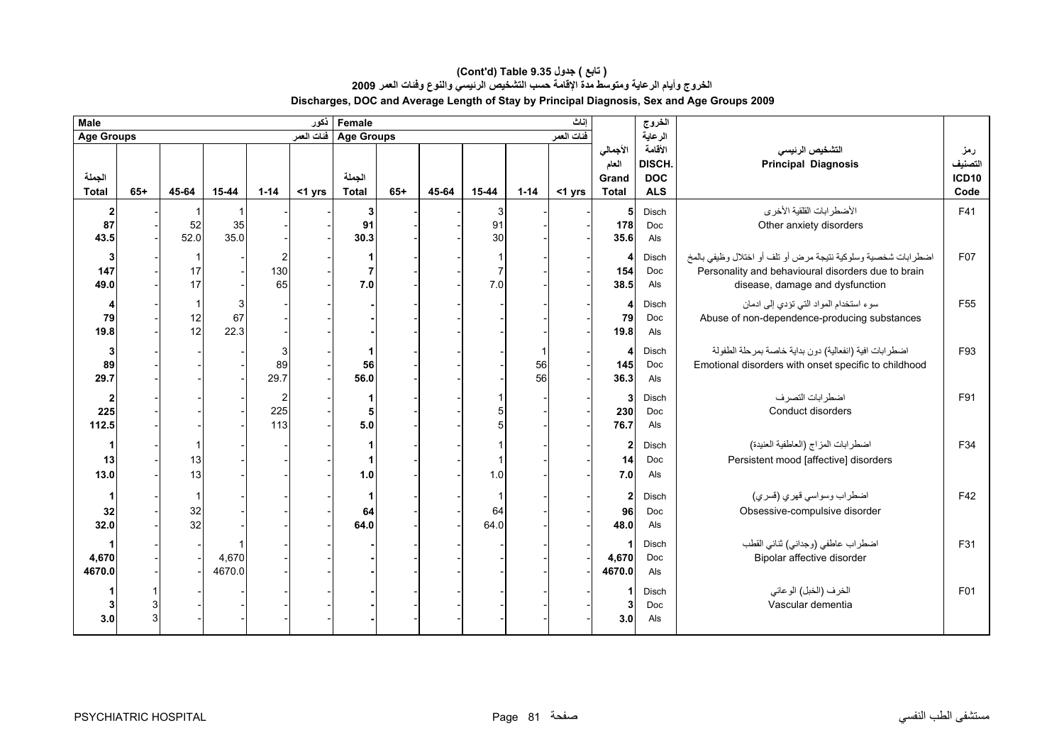# (Cont'd) Table 9.35 ( تابع ) جدول

## الخروج وأيام الرعاية ومتوسط مدة الإقامة حسب التشخيص الرئيسي والنوع وفئات العمر 2009

## Discharges, DOC and Average Length of Stay by Principal Diagnosis, Sex and Age Groups 2009

| Male ذكور | | | | | | Female إناث | | | | | | | | | | |
|---|---|---|---|---|---|---|---|---|---|---|---|---|---|---|---|---|
| Age Groups فئات العمر | | | | | | Age Groups فئات العمر | | | | | | | | | | |
| الجملة Total | 65+ | 45-64 | 15-44 | 1-14 | <1 yrs | الجملة Total | 65+ | 45-64 | 15-44 | 1-14 | <1 yrs | الأجمالي العام Grand Total | الخروج الرعاية الأقامة DISCH. DOC ALS | التشخيص الرئيسي | Principal Diagnosis | رمز التصنيف ICD10 Code |
| **2** | - | 1 | 1 | - | - | **3** | - | - | 3 | - | - | **5** | Disch | الأضطرابات القلقية الأخرى | Other anxiety disorders | F41 |
| **87** | - | 52 | 35 | - | - | **91** | - | - | 91 | - | - | **178** | Doc | | | |
| **43.5** | - | 52.0 | 35.0 | - | - | **30.3** | - | - | 30 | - | - | **35.6** | Als | | | |
| **3** | - | 1 | - | 2 | - | **1** | - | - | 1 | - | - | **4** | Disch | اضطرابات شخصية وسلوكية نتيجة مرض أو تلف أو اختلال وظيفي بالمخ | Personality and behavioural disorders due to brain disease, damage and dysfunction | F07 |
| **147** | - | 17 | - | 130 | - | **7** | - | - | 7 | - | - | **154** | Doc | | | |
| **49.0** | - | 17 | - | 65 | - | **7.0** | - | - | 7.0 | - | - | **38.5** | Als | | | |
| **4** | - | 1 | 3 | - | - | **-** | - | - | - | - | - | **4** | Disch | سوء استخدام المواد التي تؤدي إلى ادمان | Abuse of non-dependence-producing substances | F55 |
| **79** | - | 12 | 67 | - | - | **-** | - | - | - | - | - | **79** | Doc | | | |
| **19.8** | - | 12 | 22.3 | - | - | **-** | - | - | - | - | - | **19.8** | Als | | | |
| **3** | - | - | - | 3 | - | **1** | - | - | - | 1 | - | **4** | Disch | اضطرابات افية (انفعالية) دون بداية خاصة بمرحلة الطفولة | Emotional disorders with onset specific to childhood | F93 |
| **89** | - | - | - | 89 | - | **56** | - | - | - | 56 | - | **145** | Doc | | | |
| **29.7** | - | - | - | 29.7 | - | **56.0** | - | - | - | 56 | - | **36.3** | Als | | | |
| **2** | - | - | - | 2 | - | **1** | - | - | 1 | - | - | **3** | Disch | اضطرابات التصرف | Conduct disorders | F91 |
| **225** | - | - | - | 225 | - | **5** | - | - | 5 | - | - | **230** | Doc | | | |
| **112.5** | - | - | - | 113 | - | **5.0** | - | - | 5 | - | - | **76.7** | Als | | | |
| **1** | - | 1 | - | - | - | **1** | - | - | 1 | - | - | **2** | Disch | اضطرابات المزاج (العاطفية العنيدة) | Persistent mood [affective] disorders | F34 |
| **13** | - | 13 | - | - | - | **1** | - | - | 1 | - | - | **14** | Doc | | | |
| **13.0** | - | 13 | - | - | - | **1.0** | - | - | 1.0 | - | - | **7.0** | Als | | | |
| **1** | - | 1 | - | - | - | **1** | - | - | 1 | - | - | **2** | Disch | اضطراب وسواسي قهري (قسري) | Obsessive-compulsive disorder | F42 |
| **32** | - | 32 | - | - | - | **64** | - | - | 64 | - | - | **96** | Doc | | | |
| **32.0** | - | 32 | - | - | - | **64.0** | - | - | 64.0 | - | - | **48.0** | Als | | | |
| **1** | - | - | 1 | - | - | **-** | - | - | - | - | - | **1** | Disch | اضطراب عاطفي (وجداني) ثنائي القطب | Bipolar affective disorder | F31 |
| **4,670** | - | - | 4,670 | - | - | **-** | - | - | - | - | - | **4,670** | Doc | | | |
| **4670.0** | - | - | 4670.0 | - | - | **-** | - | - | - | - | - | **4670.0** | Als | | | |
| **1** | 1 | - | - | - | - | **-** | - | - | - | - | - | **1** | Disch | الخرف (الخبل) الوعائي | Vascular dementia | F01 |
| **3** | 3 | - | - | - | - | **-** | - | - | - | - | - | **3** | Doc | | | |
| **3.0** | 3 | - | - | - | - | **-** | - | - | - | - | - | **3.0** | Als | | | |

PSYCHIATRIC HOSPITAL — مستشفى الطب النفسي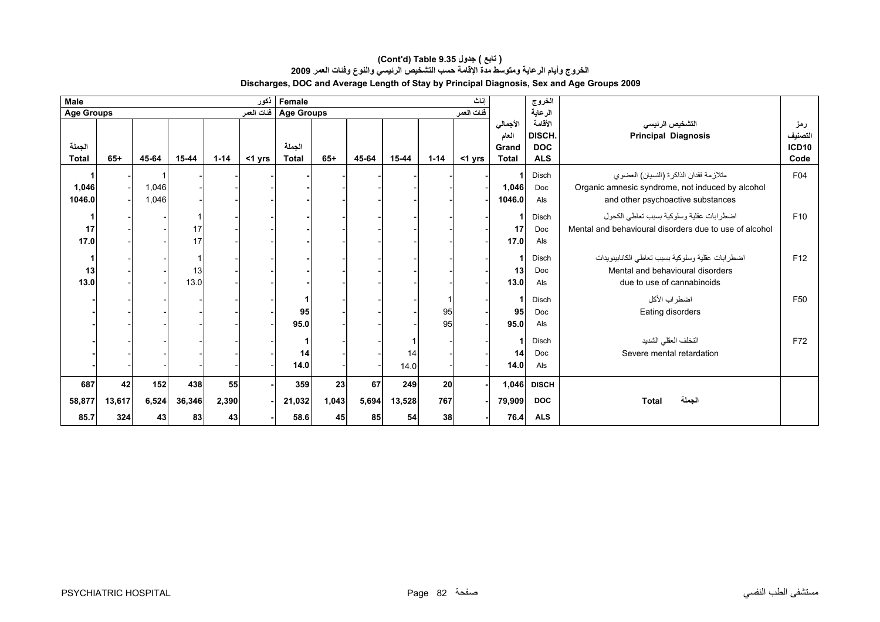# (Cont'd) Table 9.35 جدول ( تابع )

## الخروج وأيام الرعاية ومتوسط مدة الإقامة حسب التشخيص الرئيسي والنوع وفئات العمر 2009

## Discharges, DOC and Average Length of Stay by Principal Diagnosis, Sex and Age Groups 2009

| Male ذكور | | | | | | Female إناث | | | | | | | الخروج الرعاية الأقامة | | |
|---|---|---|---|---|---|---|---|---|---|---|---|---|---|---|---|
| Age Groups فئات العمر | | | | | | Age Groups فئات العمر | | | | | | الأجمالي العام | | | |
| الجملة Total | 65+ | 45-64 | 15-44 | 1-14 | <1 yrs | الجملة Total | 65+ | 45-64 | 15-44 | 1-14 | <1 yrs | Grand Total | DISCH. DOC ALS | التشخيص الرئيسي Principal Diagnosis | رمز التصنيف ICD10 Code |
| 1 | - | 1 | - | - | - | - | - | - | - | - | - | 1 | Disch | متلازمة فقدان الذاكرة (النسيان) العضوي Organic amnesic syndrome, not induced by alcohol and other psychoactive substances | F04 |
| 1,046 | - | 1,046 | - | - | - | - | - | - | - | - | - | 1,046 | Doc | | |
| 1046.0 | - | 1,046 | - | - | - | - | - | - | - | - | - | 1046.0 | Als | | |
| 1 | - | - | 1 | - | - | - | - | - | - | - | - | 1 | Disch | اضطرابات عقلية وسلوكية بسبب تعاطي الكحول Mental and behavioural disorders due to use of alcohol | F10 |
| 17 | - | - | 17 | - | - | - | - | - | - | - | - | 17 | Doc | | |
| 17.0 | - | - | 17 | - | - | - | - | - | - | - | - | 17.0 | Als | | |
| 1 | - | - | 1 | - | - | - | - | - | - | - | - | 1 | Disch | اضطرابات عقلية وسلوكية بسبب تعاطي الكانابينويدات Mental and behavioural disorders due to use of cannabinoids | F12 |
| 13 | - | - | 13 | - | - | - | - | - | - | - | - | 13 | Doc | | |
| 13.0 | - | - | 13.0 | - | - | - | - | - | - | - | - | 13.0 | Als | | |
| - | - | - | - | - | - | 1 | - | - | - | 1 | - | 1 | Disch | اضطراب الأكل Eating disorders | F50 |
| - | - | - | - | - | - | 95 | - | - | - | 95 | - | 95 | Doc | | |
| - | - | - | - | - | - | 95.0 | - | - | - | 95 | - | 95.0 | Als | | |
| - | - | - | - | - | - | 1 | - | - | 1 | - | - | 1 | Disch | التخلف العقلي الشديد Severe mental retardation | F72 |
| - | - | - | - | - | - | 14 | - | - | 14 | - | - | 14 | Doc | | |
| - | - | - | - | - | - | 14.0 | - | - | 14.0 | - | - | 14.0 | Als | | |
| 687 | 42 | 152 | 438 | 55 | - | 359 | 23 | 67 | 249 | 20 | - | 1,046 | DISCH | Total الجملة | |
| 58,877 | 13,617 | 6,524 | 36,346 | 2,390 | - | 21,032 | 1,043 | 5,694 | 13,528 | 767 | - | 79,909 | DOC | | |
| 85.7 | 324 | 43 | 83 | 43 | - | 58.6 | 45 | 85 | 54 | 38 | - | 76.4 | ALS | | |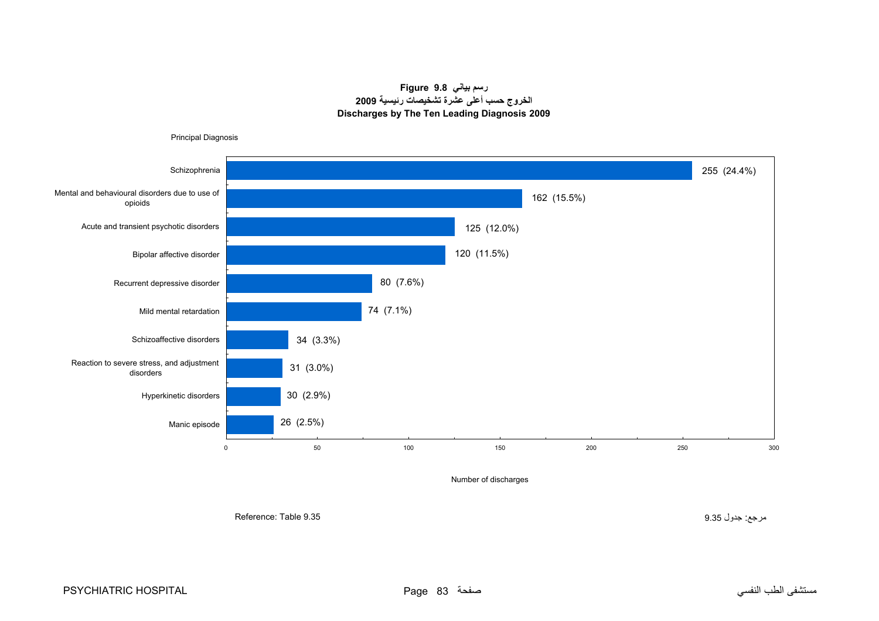**Figure 9.8 رسم بياني**

**الخروج حسب أعلى عشرة تشخيصات رئيسية 2009**

**Discharges by The Ten Leading Diagnosis 2009**

| Principal Diagnosis | Number of discharges | % |
|---|---|---|
| Schizophrenia | 255 | (24.4%) |
| Mental and behavioural disorders due to use of opioids | 162 | (15.5%) |
| Acute and transient psychotic disorders | 125 | (12.0%) |
| Bipolar affective disorder | 120 | (11.5%) |
| Recurrent depressive disorder | 80 | (7.6%) |
| Mild mental retardation | 74 | (7.1%) |
| Schizoaffective disorders | 34 | (3.3%) |
| Reaction to severe stress, and adjustment disorders | 31 | (3.0%) |
| Hyperkinetic disorders | 30 | (2.9%) |
| Manic episode | 26 | (2.5%) |

Reference: Table 9.35

مرجع: جدول 9.35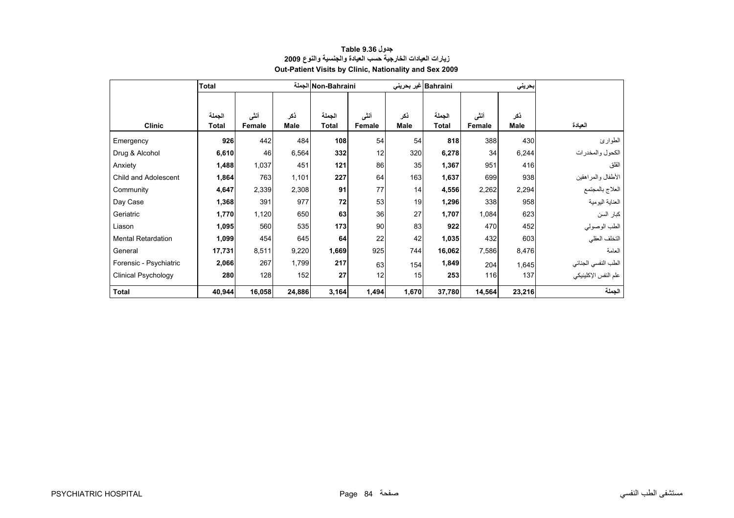**جدول Table 9.36**
**زيارات العيادات الخارجية حسب العيادة والجنسية والنوع 2009**
**Out-Patient Visits by Clinic, Nationality and Sex 2009**

| | Total | | الجملة | Non-Bahraini | | غير بحريني | Bahraini | | بحريني | |
|---|---|---|---|---|---|---|---|---|---|---|
| **Clinic** | الجملة **Total** | أنثى **Female** | ذكر **Male** | الجملة **Total** | أنثى **Female** | ذكر **Male** | الجملة **Total** | أنثى **Female** | ذكر **Male** | **العيادة** |
| Emergency | **926** | 442 | 484 | **108** | 54 | 54 | **818** | 388 | 430 | الطوارئ |
| Drug & Alcohol | **6,610** | 46 | 6,564 | **332** | 12 | 320 | **6,278** | 34 | 6,244 | الكحول والمخدرات |
| Anxiety | **1,488** | 1,037 | 451 | **121** | 86 | 35 | **1,367** | 951 | 416 | القلق |
| Child and Adolescent | **1,864** | 763 | 1,101 | **227** | 64 | 163 | **1,637** | 699 | 938 | الأطفال والمراهقين |
| Community | **4,647** | 2,339 | 2,308 | **91** | 77 | 14 | **4,556** | 2,262 | 2,294 | العلاج بالمجتمع |
| Day Case | **1,368** | 391 | 977 | **72** | 53 | 19 | **1,296** | 338 | 958 | العناية اليومية |
| Geriatric | **1,770** | 1,120 | 650 | **63** | 36 | 27 | **1,707** | 1,084 | 623 | كبار السن |
| Liason | **1,095** | 560 | 535 | **173** | 90 | 83 | **922** | 470 | 452 | الطب الوصولي |
| Mental Retardation | **1,099** | 454 | 645 | **64** | 22 | 42 | **1,035** | 432 | 603 | التخلف العقلي |
| General | **17,731** | 8,511 | 9,220 | **1,669** | 925 | 744 | **16,062** | 7,586 | 8,476 | العامة |
| Forensic - Psychiatric | **2,066** | 267 | 1,799 | **217** | 63 | 154 | **1,849** | 204 | 1,645 | الطب النفسي الجنائي |
| Clinical Psychology | **280** | 128 | 152 | **27** | 12 | 15 | **253** | 116 | 137 | علم النفس الإكلينيكي |
| **Total** | **40,944** | **16,058** | **24,886** | **3,164** | **1,494** | **1,670** | **37,780** | **14,564** | **23,216** | **الجملة** |